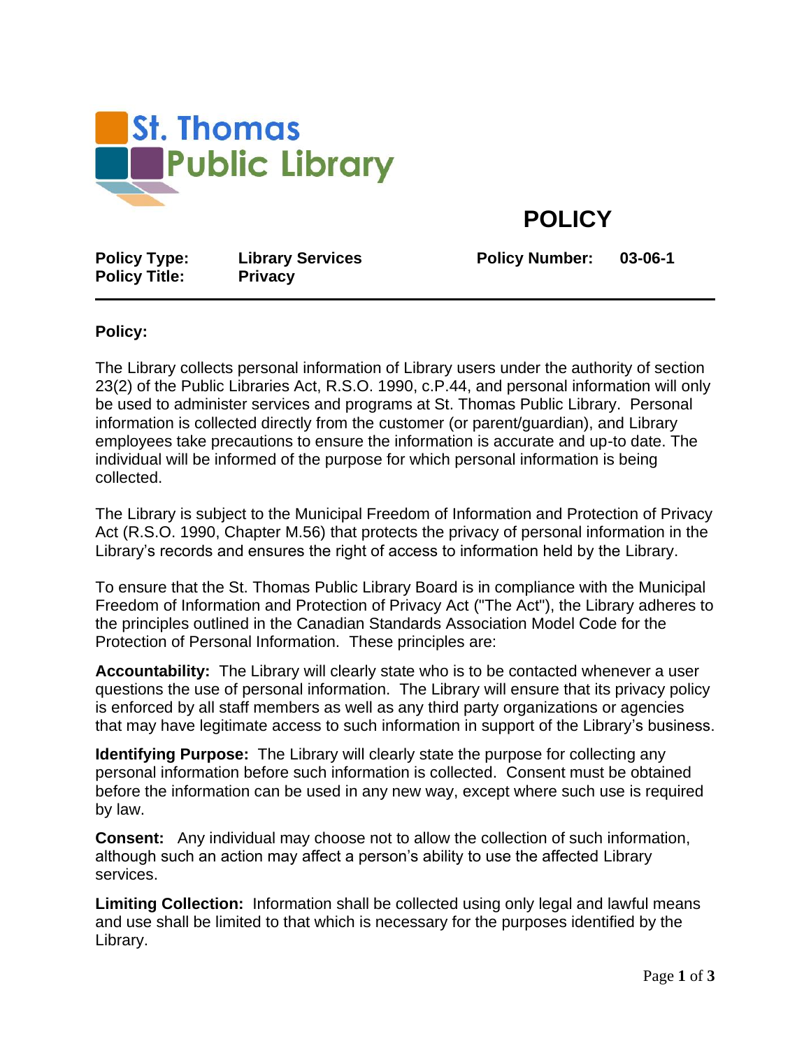St. Thomas Public Library

# POLICY

| **Policy Type:** | **Library Services** | **Policy Number:** | **03-06-1** |
| --- | --- | --- | --- |
| **Policy Title:** | **Privacy** | | |

---

**Policy:**

The Library collects personal information of Library users under the authority of section 23(2) of the Public Libraries Act, R.S.O. 1990, c.P.44, and personal information will only be used to administer services and programs at St. Thomas Public Library. Personal information is collected directly from the customer (or parent/guardian), and Library employees take precautions to ensure the information is accurate and up-to date. The individual will be informed of the purpose for which personal information is being collected.

The Library is subject to the Municipal Freedom of Information and Protection of Privacy Act (R.S.O. 1990, Chapter M.56) that protects the privacy of personal information in the Library's records and ensures the right of access to information held by the Library.

To ensure that the St. Thomas Public Library Board is in compliance with the Municipal Freedom of Information and Protection of Privacy Act ("The Act"), the Library adheres to the principles outlined in the Canadian Standards Association Model Code for the Protection of Personal Information. These principles are:

**Accountability:** The Library will clearly state who is to be contacted whenever a user questions the use of personal information. The Library will ensure that its privacy policy is enforced by all staff members as well as any third party organizations or agencies that may have legitimate access to such information in support of the Library's business.

**Identifying Purpose:** The Library will clearly state the purpose for collecting any personal information before such information is collected. Consent must be obtained before the information can be used in any new way, except where such use is required by law.

**Consent:** Any individual may choose not to allow the collection of such information, although such an action may affect a person's ability to use the affected Library services.

**Limiting Collection:** Information shall be collected using only legal and lawful means and use shall be limited to that which is necessary for the purposes identified by the Library.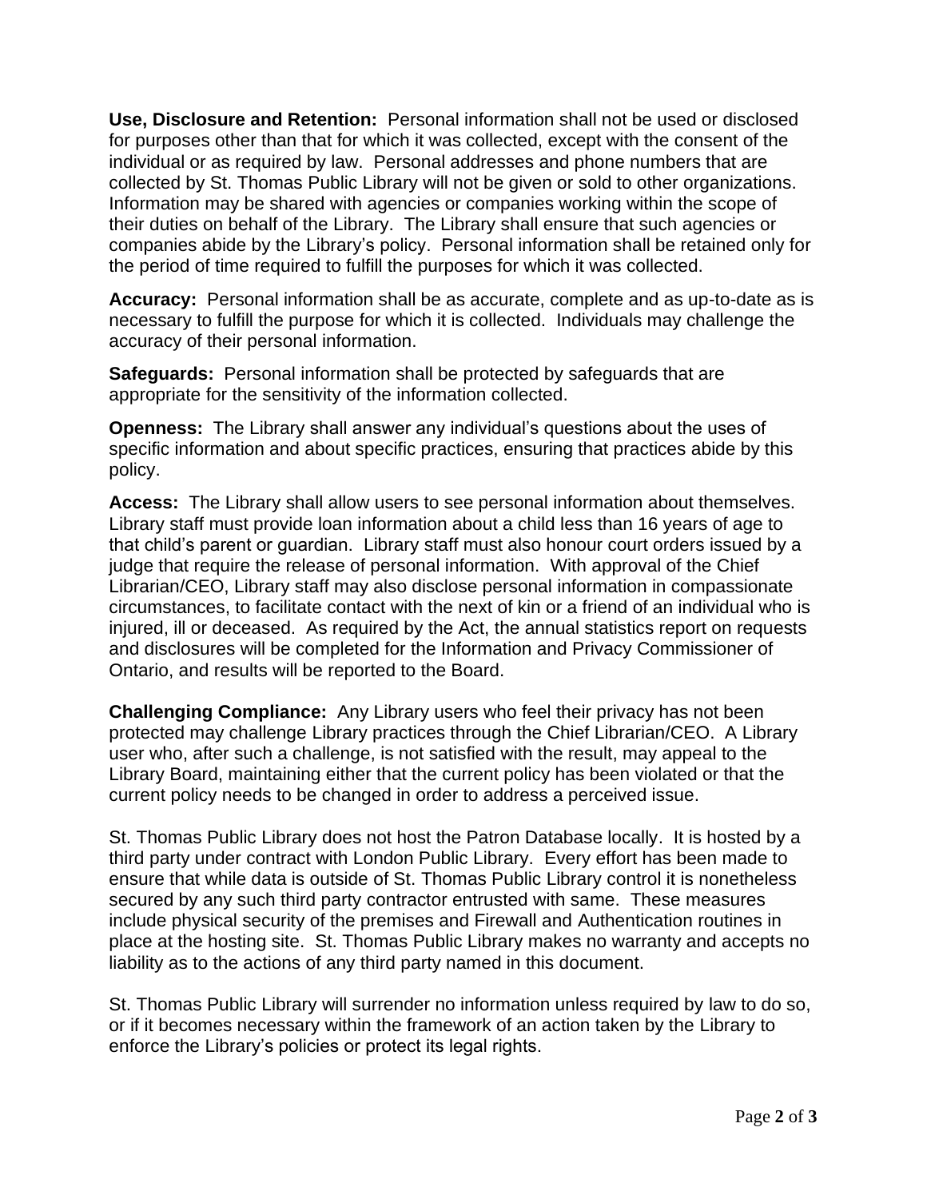**Use, Disclosure and Retention:** Personal information shall not be used or disclosed for purposes other than that for which it was collected, except with the consent of the individual or as required by law. Personal addresses and phone numbers that are collected by St. Thomas Public Library will not be given or sold to other organizations. Information may be shared with agencies or companies working within the scope of their duties on behalf of the Library. The Library shall ensure that such agencies or companies abide by the Library's policy. Personal information shall be retained only for the period of time required to fulfill the purposes for which it was collected.

**Accuracy:** Personal information shall be as accurate, complete and as up-to-date as is necessary to fulfill the purpose for which it is collected. Individuals may challenge the accuracy of their personal information.

**Safeguards:** Personal information shall be protected by safeguards that are appropriate for the sensitivity of the information collected.

**Openness:** The Library shall answer any individual's questions about the uses of specific information and about specific practices, ensuring that practices abide by this policy.

**Access:** The Library shall allow users to see personal information about themselves. Library staff must provide loan information about a child less than 16 years of age to that child's parent or guardian. Library staff must also honour court orders issued by a judge that require the release of personal information. With approval of the Chief Librarian/CEO, Library staff may also disclose personal information in compassionate circumstances, to facilitate contact with the next of kin or a friend of an individual who is injured, ill or deceased. As required by the Act, the annual statistics report on requests and disclosures will be completed for the Information and Privacy Commissioner of Ontario, and results will be reported to the Board.

**Challenging Compliance:** Any Library users who feel their privacy has not been protected may challenge Library practices through the Chief Librarian/CEO. A Library user who, after such a challenge, is not satisfied with the result, may appeal to the Library Board, maintaining either that the current policy has been violated or that the current policy needs to be changed in order to address a perceived issue.

St. Thomas Public Library does not host the Patron Database locally. It is hosted by a third party under contract with London Public Library. Every effort has been made to ensure that while data is outside of St. Thomas Public Library control it is nonetheless secured by any such third party contractor entrusted with same. These measures include physical security of the premises and Firewall and Authentication routines in place at the hosting site. St. Thomas Public Library makes no warranty and accepts no liability as to the actions of any third party named in this document.

St. Thomas Public Library will surrender no information unless required by law to do so, or if it becomes necessary within the framework of an action taken by the Library to enforce the Library's policies or protect its legal rights.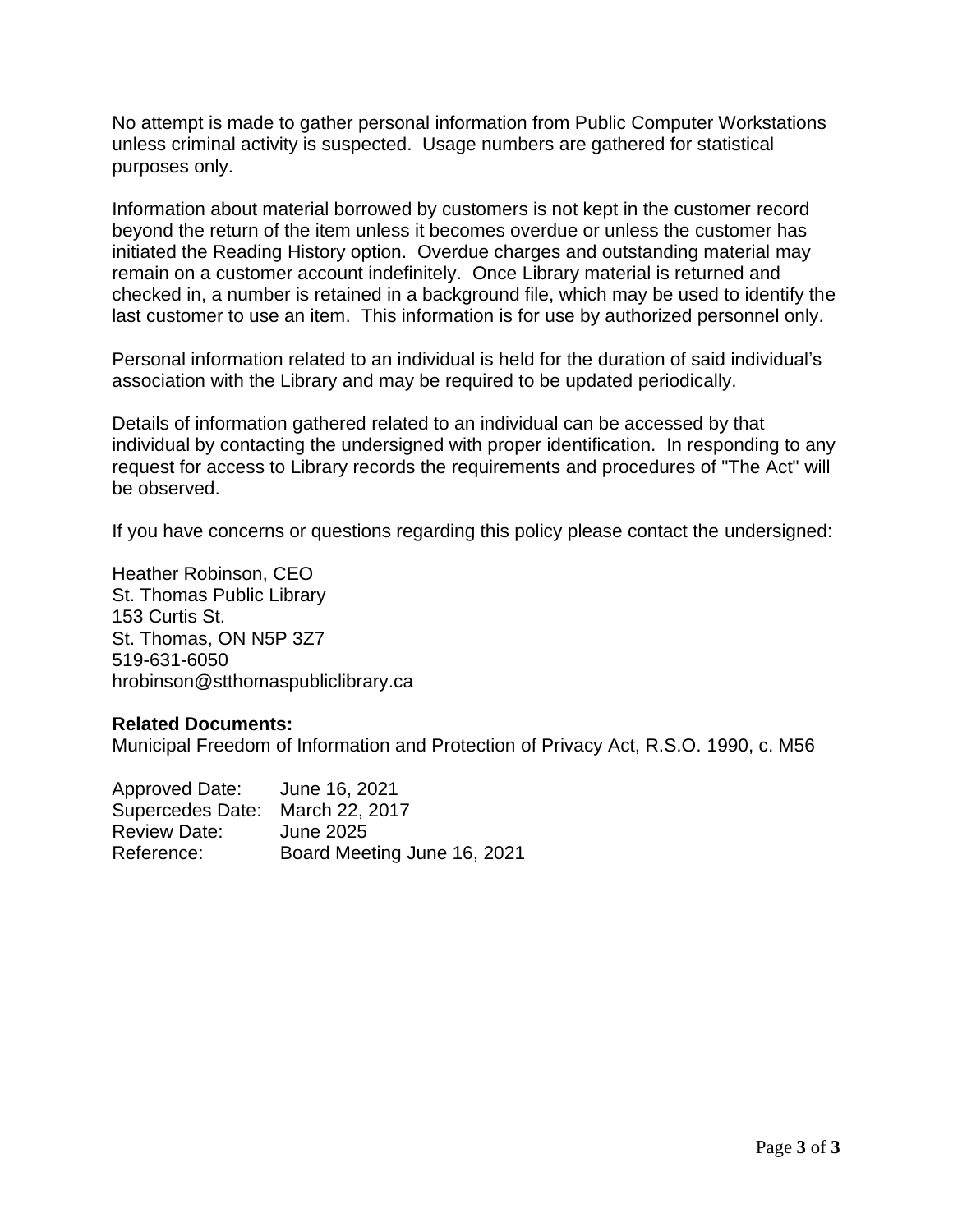No attempt is made to gather personal information from Public Computer Workstations unless criminal activity is suspected. Usage numbers are gathered for statistical purposes only.

Information about material borrowed by customers is not kept in the customer record beyond the return of the item unless it becomes overdue or unless the customer has initiated the Reading History option. Overdue charges and outstanding material may remain on a customer account indefinitely. Once Library material is returned and checked in, a number is retained in a background file, which may be used to identify the last customer to use an item. This information is for use by authorized personnel only.

Personal information related to an individual is held for the duration of said individual's association with the Library and may be required to be updated periodically.

Details of information gathered related to an individual can be accessed by that individual by contacting the undersigned with proper identification. In responding to any request for access to Library records the requirements and procedures of "The Act" will be observed.

If you have concerns or questions regarding this policy please contact the undersigned:

Heather Robinson, CEO
St. Thomas Public Library
153 Curtis St.
St. Thomas, ON N5P 3Z7
519-631-6050
hrobinson@stthomaspubliclibrary.ca

**Related Documents:**
Municipal Freedom of Information and Protection of Privacy Act, R.S.O. 1990, c. M56

| | |
|---|---|
| Approved Date: | June 16, 2021 |
| Supercedes Date: | March 22, 2017 |
| Review Date: | June 2025 |
| Reference: | Board Meeting June 16, 2021 |